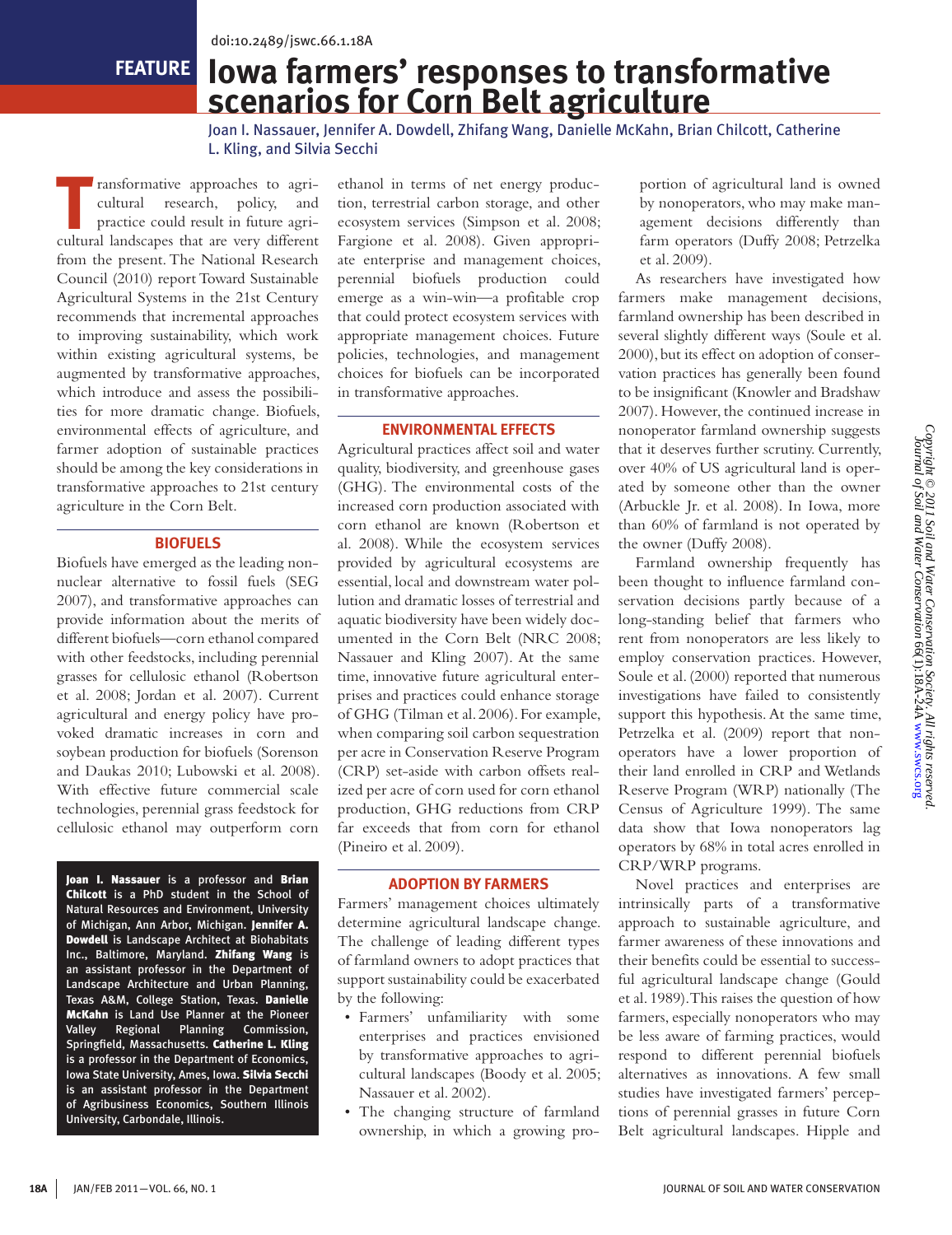doi:10.2489/jswc.66.1.18A

FEATURE

# Iowa farmers' responses to transformative scenarios for Corn Belt agriculture

Joan I. Nassauer, Jennifer A. Dowdell, Zhifang Wang, Danielle McKahn, Brian Chilcott, Catherine L. Kling, and Silvia Secchi

Transformative approaches to agricultural research, policy, and practice could result in future agricultural landscapes that are very different from the present. The National Research Council (2010) report Toward Sustainable Agricultural Systems in the 21st Century recommends that incremental approaches to improving sustainability, which work within existing agricultural systems, be augmented by transformative approaches, which introduce and assess the possibilities for more dramatic change. Biofuels, environmental effects of agriculture, and farmer adoption of sustainable practices should be among the key considerations in transformative approaches to 21st century agriculture in the Corn Belt.

## BIOFUELS

Biofuels have emerged as the leading non-nuclear alternative to fossil fuels (SEG 2007), and transformative approaches can provide information about the merits of different biofuels—corn ethanol compared with other feedstocks, including perennial grasses for cellulosic ethanol (Robertson et al. 2008; Jordan et al. 2007). Current agricultural and energy policy have provoked dramatic increases in corn and soybean production for biofuels (Sorenson and Daukas 2010; Lubowski et al. 2008). With effective future commercial scale technologies, perennial grass feedstock for cellulosic ethanol may outperform corn ethanol in terms of net energy production, terrestrial carbon storage, and other ecosystem services (Simpson et al. 2008; Fargione et al. 2008). Given appropriate enterprise and management choices, perennial biofuels production could emerge as a win-win—a profitable crop that could protect ecosystem services with appropriate management choices. Future policies, technologies, and management choices for biofuels can be incorporated in transformative approaches.

**Joan I. Nassauer** is a professor and **Brian Chilcott** is a PhD student in the School of Natural Resources and Environment, University of Michigan, Ann Arbor, Michigan. **Jennifer A. Dowdell** is Landscape Architect at Biohabitats Inc., Baltimore, Maryland. **Zhifang Wang** is an assistant professor in the Department of Landscape Architecture and Urban Planning, Texas A&M, College Station, Texas. **Danielle McKahn** is Land Use Planner at the Pioneer Valley Regional Planning Commission, Springfield, Massachusetts. **Catherine L. Kling** is a professor in the Department of Economics, Iowa State University, Ames, Iowa. **Silvia Secchi** is an assistant professor in the Department of Agribusiness Economics, Southern Illinois University, Carbondale, Illinois.

## ENVIRONMENTAL EFFECTS

Agricultural practices affect soil and water quality, biodiversity, and greenhouse gases (GHG). The environmental costs of the increased corn production associated with corn ethanol are known (Robertson et al. 2008). While the ecosystem services provided by agricultural ecosystems are essential, local and downstream water pollution and dramatic losses of terrestrial and aquatic biodiversity have been widely documented in the Corn Belt (NRC 2008; Nassauer and Kling 2007). At the same time, innovative future agricultural enterprises and practices could enhance storage of GHG (Tilman et al. 2006). For example, when comparing soil carbon sequestration per acre in Conservation Reserve Program (CRP) set-aside with carbon offsets realized per acre of corn used for corn ethanol production, GHG reductions from CRP far exceeds that from corn for ethanol (Pineiro et al. 2009).

## ADOPTION BY FARMERS

Farmers' management choices ultimately determine agricultural landscape change. The challenge of leading different types of farmland owners to adopt practices that support sustainability could be exacerbated by the following:

- Farmers' unfamiliarity with some enterprises and practices envisioned by transformative approaches to agricultural landscapes (Boody et al. 2005; Nassauer et al. 2002).
- The changing structure of farmland ownership, in which a growing portion of agricultural land is owned by nonoperators, who may make management decisions differently than farm operators (Duffy 2008; Petrzelka et al. 2009).

As researchers have investigated how farmers make management decisions, farmland ownership has been described in several slightly different ways (Soule et al. 2000), but its effect on adoption of conservation practices has generally been found to be insignificant (Knowler and Bradshaw 2007). However, the continued increase in nonoperator farmland ownership suggests that it deserves further scrutiny. Currently, over 40% of US agricultural land is operated by someone other than the owner (Arbuckle Jr. et al. 2008). In Iowa, more than 60% of farmland is not operated by the owner (Duffy 2008).

Farmland ownership frequently has been thought to influence farmland conservation decisions partly because of a long-standing belief that farmers who rent from nonoperators are less likely to employ conservation practices. However, Soule et al. (2000) reported that numerous investigations have failed to consistently support this hypothesis. At the same time, Petrzelka et al. (2009) report that nonoperators have a lower proportion of their land enrolled in CRP and Wetlands Reserve Program (WRP) nationally (The Census of Agriculture 1999). The same data show that Iowa nonoperators lag operators by 68% in total acres enrolled in CRP/WRP programs.

Novel practices and enterprises are intrinsically parts of a transformative approach to sustainable agriculture, and farmer awareness of these innovations and their benefits could be essential to successful agricultural landscape change (Gould et al. 1989). This raises the question of how farmers, especially nonoperators who may be less aware of farming practices, would respond to different perennial biofuels alternatives as innovations. A few small studies have investigated farmers' perceptions of perennial grasses in future Corn Belt agricultural landscapes. Hipple and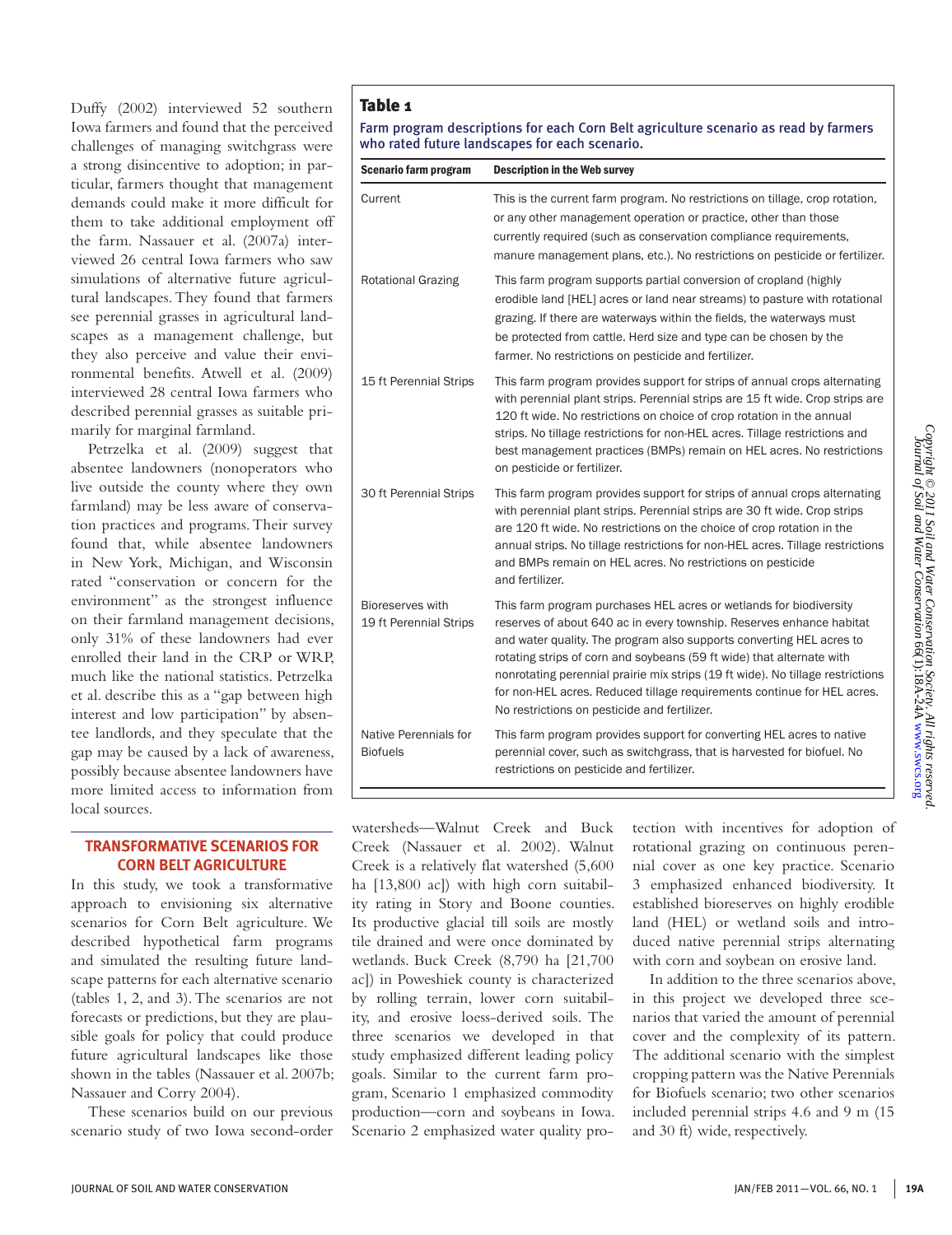Duffy (2002) interviewed 52 southern Iowa farmers and found that the perceived challenges of managing switchgrass were a strong disincentive to adoption; in particular, farmers thought that management demands could make it more difficult for them to take additional employment off the farm. Nassauer et al. (2007a) interviewed 26 central Iowa farmers who saw simulations of alternative future agricultural landscapes. They found that farmers see perennial grasses in agricultural landscapes as a management challenge, but they also perceive and value their environmental benefits. Atwell et al. (2009) interviewed 28 central Iowa farmers who described perennial grasses as suitable primarily for marginal farmland.

Petrzelka et al. (2009) suggest that absentee landowners (nonoperators who live outside the county where they own farmland) may be less aware of conservation practices and programs. Their survey found that, while absentee landowners in New York, Michigan, and Wisconsin rated "conservation or concern for the environment" as the strongest influence on their farmland management decisions, only 31% of these landowners had ever enrolled their land in the CRP or WRP, much like the national statistics. Petrzelka et al. describe this as a "gap between high interest and low participation" by absentee landlords, and they speculate that the gap may be caused by a lack of awareness, possibly because absentee landowners have more limited access to information from local sources.

**Table 1**

Farm program descriptions for each Corn Belt agriculture scenario as read by farmers who rated future landscapes for each scenario.

| Scenario farm program | Description in the Web survey |
|---|---|
| Current | This is the current farm program. No restrictions on tillage, crop rotation, or any other management operation or practice, other than those currently required (such as conservation compliance requirements, manure management plans, etc.). No restrictions on pesticide or fertilizer. |
| Rotational Grazing | This farm program supports partial conversion of cropland (highly erodible land [HEL] acres or land near streams) to pasture with rotational grazing. If there are waterways within the fields, the waterways must be protected from cattle. Herd size and type can be chosen by the farmer. No restrictions on pesticide and fertilizer. |
| 15 ft Perennial Strips | This farm program provides support for strips of annual crops alternating with perennial plant strips. Perennial strips are 15 ft wide. Crop strips are 120 ft wide. No restrictions on choice of crop rotation in the annual strips. No tillage restrictions for non-HEL acres. Tillage restrictions and best management practices (BMPs) remain on HEL acres. No restrictions on pesticide or fertilizer. |
| 30 ft Perennial Strips | This farm program provides support for strips of annual crops alternating with perennial plant strips. Perennial strips are 30 ft wide. Crop strips are 120 ft wide. No restrictions on the choice of crop rotation in the annual strips. No tillage restrictions for non-HEL acres. Tillage restrictions and BMPs remain on HEL acres. No restrictions on pesticide and fertilizer. |
| Bioreserves with 19 ft Perennial Strips | This farm program purchases HEL acres or wetlands for biodiversity reserves of about 640 ac in every township. Reserves enhance habitat and water quality. The program also supports converting HEL acres to rotating strips of corn and soybeans (59 ft wide) that alternate with nonrotating perennial prairie mix strips (19 ft wide). No tillage restrictions for non-HEL acres. Reduced tillage requirements continue for HEL acres. No restrictions on pesticide and fertilizer. |
| Native Perennials for Biofuels | This farm program provides support for converting HEL acres to native perennial cover, such as switchgrass, that is harvested for biofuel. No restrictions on pesticide and fertilizer. |

## TRANSFORMATIVE SCENARIOS FOR CORN BELT AGRICULTURE

In this study, we took a transformative approach to envisioning six alternative scenarios for Corn Belt agriculture. We described hypothetical farm programs and simulated the resulting future landscape patterns for each alternative scenario (tables 1, 2, and 3). The scenarios are not forecasts or predictions, but they are plausible goals for policy that could produce future agricultural landscapes like those shown in the tables (Nassauer et al. 2007b; Nassauer and Corry 2004).

These scenarios build on our previous scenario study of two Iowa second-order watersheds—Walnut Creek and Buck Creek (Nassauer et al. 2002). Walnut Creek is a relatively flat watershed (5,600 ha [13,800 ac]) with high corn suitability rating in Story and Boone counties. Its productive glacial till soils are mostly tile drained and were once dominated by wetlands. Buck Creek (8,790 ha [21,700 ac]) in Poweshiek county is characterized by rolling terrain, lower corn suitability, and erosive loess-derived soils. The three scenarios we developed in that study emphasized different leading policy goals. Similar to the current farm program, Scenario 1 emphasized commodity production—corn and soybeans in Iowa. Scenario 2 emphasized water quality protection with incentives for adoption of rotational grazing on continuous perennial cover as one key practice. Scenario 3 emphasized enhanced biodiversity. It established bioreserves on highly erodible land (HEL) or wetland soils and introduced native perennial strips alternating with corn and soybean on erosive land.

In addition to the three scenarios above, in this project we developed three scenarios that varied the amount of perennial cover and the complexity of its pattern. The additional scenario with the simplest cropping pattern was the Native Perennials for Biofuels scenario; two other scenarios included perennial strips 4.6 and 9 m (15 and 30 ft) wide, respectively.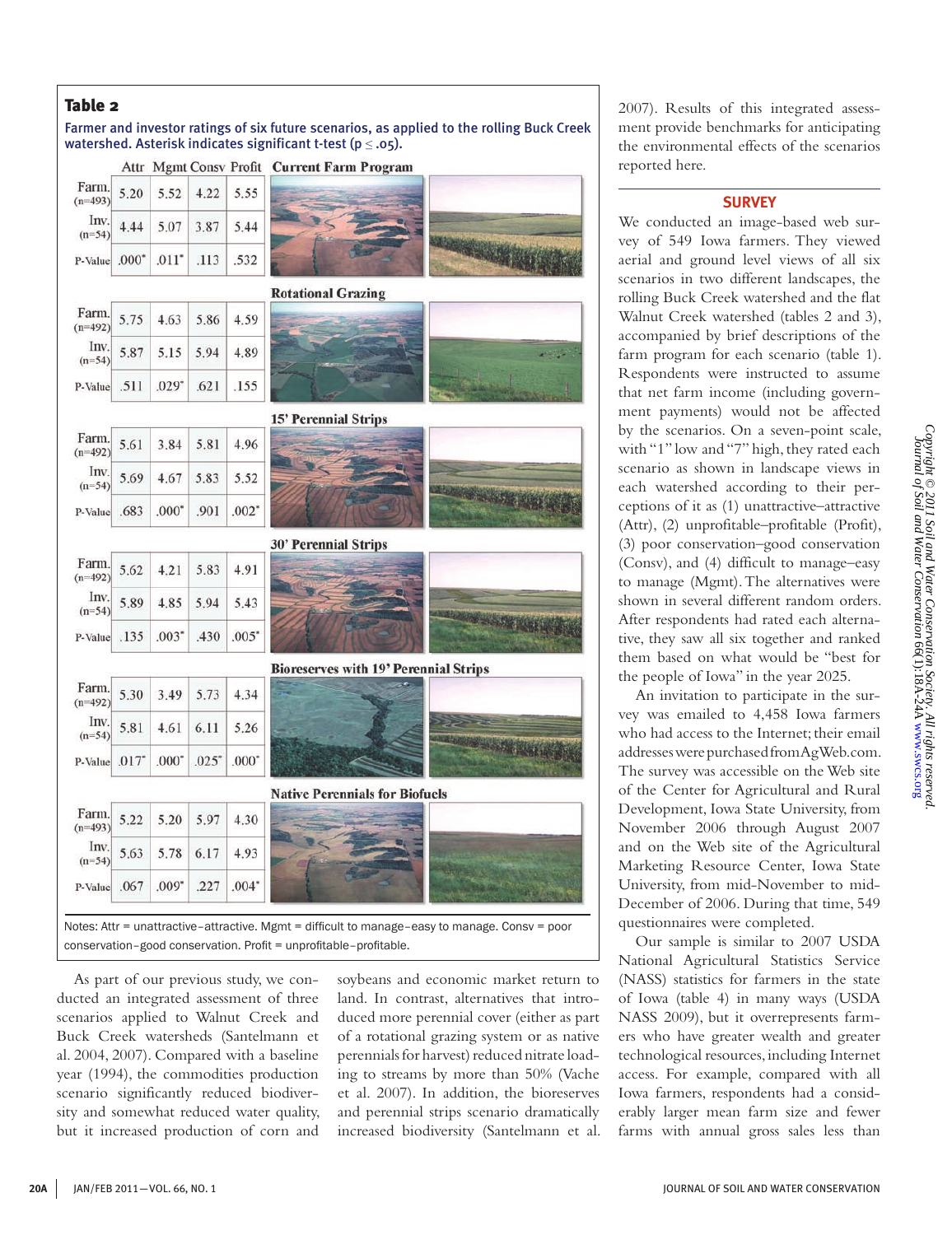**Table 2**

Farmer and investor ratings of six future scenarios, as applied to the rolling Buck Creek watershed. Asterisk indicates significant t-test ($p \leq .05$).

| | Attr | Mgmt | Consv | Profit |
|---|---|---|---|---|
| **Current Farm Program** | | | | |
| Farm. (n=493) | 5.20 | 5.52 | 4.22 | 5.55 |
| Inv. (n=54) | 4.44 | 5.07 | 3.87 | 5.44 |
| P-Value | .000* | .011* | .113 | .532 |
| **Rotational Grazing** | | | | |
| Farm. (n=492) | 5.75 | 4.63 | 5.86 | 4.59 |
| Inv. (n=54) | 5.87 | 5.15 | 5.94 | 4.89 |
| P-Value | .511 | .029* | .621 | .155 |
| **15' Perennial Strips** | | | | |
| Farm. (n=492) | 5.61 | 3.84 | 5.81 | 4.96 |
| Inv. (n=54) | 5.69 | 4.67 | 5.83 | 5.52 |
| P-Value | .683 | .000* | .901 | .002* |
| **30' Perennial Strips** | | | | |
| Farm. (n=492) | 5.62 | 4.21 | 5.83 | 4.91 |
| Inv. (n=54) | 5.89 | 4.85 | 5.94 | 5.43 |
| P-Value | .135 | .003* | .430 | .005* |
| **Bioreserves with 19' Perennial Strips** | | | | |
| Farm. (n=492) | 5.30 | 3.49 | 5.73 | 4.34 |
| Inv. (n=54) | 5.81 | 4.61 | 6.11 | 5.26 |
| P-Value | .017* | .000* | .025* | .000* |
| **Native Perennials for Biofuels** | | | | |
| Farm. (n=493) | 5.22 | 5.20 | 5.97 | 4.30 |
| Inv. (n=54) | 5.63 | 5.78 | 6.17 | 4.93 |
| P-Value | .067 | .009* | .227 | .004* |

Notes: Attr = unattractive–attractive. Mgmt = difficult to manage–easy to manage. Consv = poor conservation–good conservation. Profit = unprofitable–profitable.

As part of our previous study, we conducted an integrated assessment of three scenarios applied to Walnut Creek and Buck Creek watersheds (Santelmann et al. 2004, 2007). Compared with a baseline year (1994), the commodities production scenario significantly reduced biodiversity and somewhat reduced water quality, but it increased production of corn and soybeans and economic market return to land. In contrast, alternatives that introduced more perennial cover (either as part of a rotational grazing system or as native perennials for harvest) reduced nitrate loading to streams by more than 50% (Vache et al. 2007). In addition, the bioreserves and perennial strips scenario dramatically increased biodiversity (Santelmann et al. 2007). Results of this integrated assessment provide benchmarks for anticipating the environmental effects of the scenarios reported here.

## SURVEY

We conducted an image-based web survey of 549 Iowa farmers. They viewed aerial and ground level views of all six scenarios in two different landscapes, the rolling Buck Creek watershed and the flat Walnut Creek watershed (tables 2 and 3), accompanied by brief descriptions of the farm program for each scenario (table 1). Respondents were instructed to assume that net farm income (including government payments) would not be affected by the scenarios. On a seven-point scale, with "1" low and "7" high, they rated each scenario as shown in landscape views in each watershed according to their perceptions of it as (1) unattractive–attractive (Attr), (2) unprofitable–profitable (Profit), (3) poor conservation–good conservation (Consv), and (4) difficult to manage–easy to manage (Mgmt). The alternatives were shown in several different random orders. After respondents had rated each alternative, they saw all six together and ranked them based on what would be "best for the people of Iowa" in the year 2025.

An invitation to participate in the survey was emailed to 4,458 Iowa farmers who had access to the Internet; their email addresses were purchased from AgWeb.com. The survey was accessible on the Web site of the Center for Agricultural and Rural Development, Iowa State University, from November 2006 through August 2007 and on the Web site of the Agricultural Marketing Resource Center, Iowa State University, from mid-November to mid-December of 2006. During that time, 549 questionnaires were completed.

Our sample is similar to 2007 USDA National Agricultural Statistics Service (NASS) statistics for farmers in the state of Iowa (table 4) in many ways (USDA NASS 2009), but it overrepresents farmers who have greater wealth and greater technological resources, including Internet access. For example, compared with all Iowa farmers, respondents had a considerably larger mean farm size and fewer farms with annual gross sales less than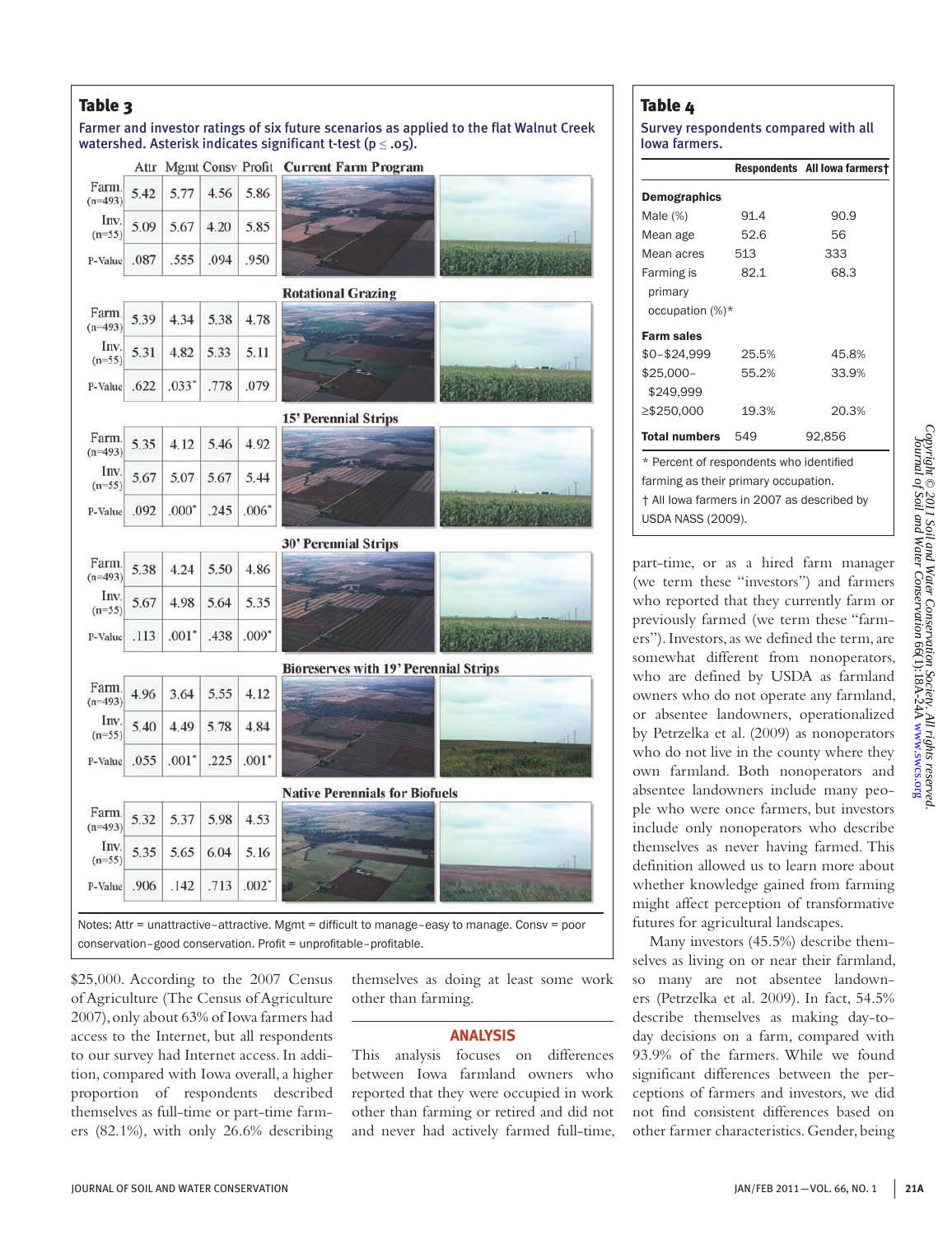## Table 3

Farmer and investor ratings of six future scenarios as applied to the flat Walnut Creek watershed. Asterisk indicates significant t-test ($p \leq .05$).

| Scenario | Group | Attr | Mgmt | Consv | Profit |
|---|---|---|---|---|---|
| Current Farm Program | Farm. (n=493) | 5.42 | 5.77 | 4.56 | 5.86 |
| | Inv. (n=55) | 5.09 | 5.67 | 4.20 | 5.85 |
| | P-Value | .087 | .555 | .094 | .950 |
| Rotational Grazing | Farm. (n=493) | 5.39 | 4.34 | 5.38 | 4.78 |
| | Inv. (n=55) | 5.31 | 4.82 | 5.33 | 5.11 |
| | P-Value | .622 | .033* | .778 | .079 |
| 15' Perennial Strips | Farm. (n=493) | 5.35 | 4.12 | 5.46 | 4.92 |
| | Inv. (n=55) | 5.67 | 5.07 | 5.67 | 5.44 |
| | P-Value | .092 | .000* | .245 | .006* |
| 30' Perennial Strips | Farm. (n=493) | 5.38 | 4.24 | 5.50 | 4.86 |
| | Inv. (n=55) | 5.67 | 4.98 | 5.64 | 5.35 |
| | P-Value | .113 | .001* | .438 | .009* |
| Bioreserves with 19' Perennial Strips | Farm. (n=493) | 4.96 | 3.64 | 5.55 | 4.12 |
| | Inv. (n=55) | 5.40 | 4.49 | 5.78 | 4.84 |
| | P-Value | .055 | .001* | .225 | .001* |
| Native Perennials for Biofuels | Farm. (n=493) | 5.32 | 5.37 | 5.98 | 4.53 |
| | Inv. (n=55) | 5.35 | 5.65 | 6.04 | 5.16 |
| | P-Value | .906 | .142 | .713 | .002* |

Notes: Attr = unattractive–attractive. Mgmt = difficult to manage–easy to manage. Consv = poor conservation–good conservation. Profit = unprofitable–profitable.

## Table 4

Survey respondents compared with all Iowa farmers.

| | Respondents | All Iowa farmers† |
|---|---|---|
| **Demographics** | | |
| Male (%) | 91.4 | 90.9 |
| Mean age | 52.6 | 56 |
| Mean acres | 513 | 333 |
| Farming is primary occupation (%)* | 82.1 | 68.3 |
| **Farm sales** | | |
| $0–$24,999 | 25.5% | 45.8% |
| $25,000–$249,999 | 55.2% | 33.9% |
| ≥$250,000 | 19.3% | 20.3% |
| **Total numbers** | 549 | 92,856 |

\* Percent of respondents who identified farming as their primary occupation.
† All Iowa farmers in 2007 as described by USDA NASS (2009).

$25,000. According to the 2007 Census of Agriculture (The Census of Agriculture 2007), only about 63% of Iowa farmers had access to the Internet, but all respondents to our survey had Internet access. In addition, compared with Iowa overall, a higher proportion of respondents described themselves as full-time or part-time farmers (82.1%), with only 26.6% describing themselves as doing at least some work other than farming.

## ANALYSIS

This analysis focuses on differences between Iowa farmland owners who reported that they were occupied in work other than farming or retired and did not and never had actively farmed full-time, part-time, or as a hired farm manager (we term these "investors") and farmers who reported that they currently farm or previously farmed (we term these "farmers"). Investors, as we defined the term, are somewhat different from nonoperators, who are defined by USDA as farmland owners who do not operate any farmland, or absentee landowners, operationalized by Petrzelka et al. (2009) as nonoperators who do not live in the county where they own farmland. Both nonoperators and absentee landowners include many people who were once farmers, but investors include only nonoperators who describe themselves as never having farmed. This definition allowed us to learn more about whether knowledge gained from farming might affect perception of transformative futures for agricultural landscapes.

Many investors (45.5%) describe themselves as living on or near their farmland, so many are not absentee landowners (Petrzelka et al. 2009). In fact, 54.5% describe themselves as making day-to-day decisions on a farm, compared with 93.9% of the farmers. While we found significant differences between the perceptions of farmers and investors, we did not find consistent differences based on other farmer characteristics. Gender, being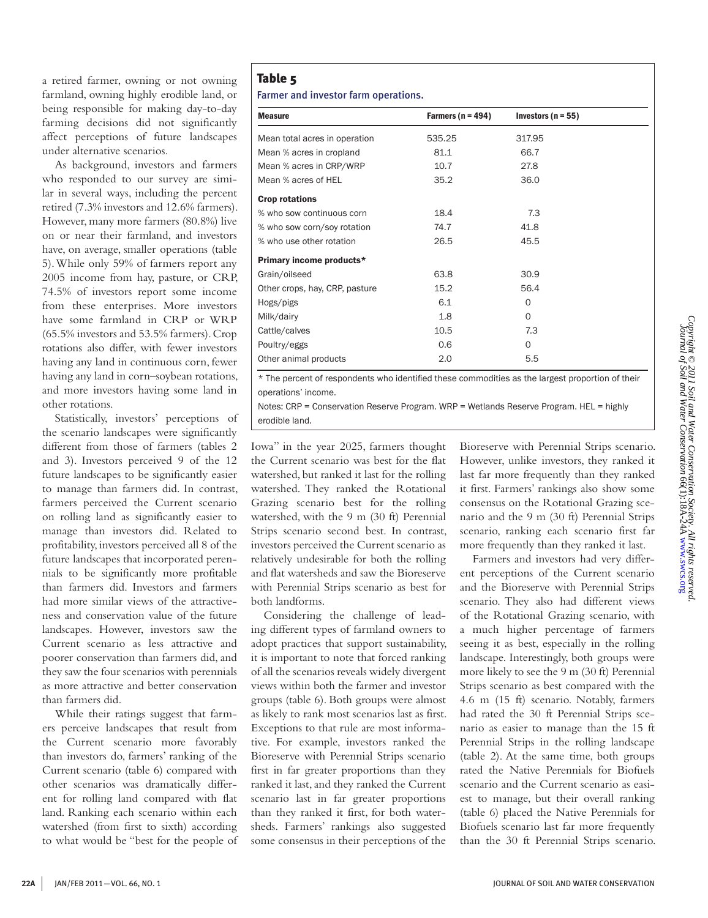a retired farmer, owning or not owning farmland, owning highly erodible land, or being responsible for making day-to-day farming decisions did not significantly affect perceptions of future landscapes under alternative scenarios.

As background, investors and farmers who responded to our survey are similar in several ways, including the percent retired (7.3% investors and 12.6% farmers). However, many more farmers (80.8%) live on or near their farmland, and investors have, on average, smaller operations (table 5). While only 59% of farmers report any 2005 income from hay, pasture, or CRP, 74.5% of investors report some income from these enterprises. More investors have some farmland in CRP or WRP (65.5% investors and 53.5% farmers). Crop rotations also differ, with fewer investors having any land in continuous corn, fewer having any land in corn–soybean rotations, and more investors having some land in other rotations.

Statistically, investors' perceptions of the scenario landscapes were significantly different from those of farmers (tables 2 and 3). Investors perceived 9 of the 12 future landscapes to be significantly easier to manage than farmers did. In contrast, farmers perceived the Current scenario on rolling land as significantly easier to manage than investors did. Related to profitability, investors perceived all 8 of the future landscapes that incorporated perennials to be significantly more profitable than farmers did. Investors and farmers had more similar views of the attractiveness and conservation value of the future landscapes. However, investors saw the Current scenario as less attractive and poorer conservation than farmers did, and they saw the four scenarios with perennials as more attractive and better conservation than farmers did.

While their ratings suggest that farmers perceive landscapes that result from the Current scenario more favorably than investors do, farmers' ranking of the Current scenario (table 6) compared with other scenarios was dramatically different for rolling land compared with flat land. Ranking each scenario within each watershed (from first to sixth) according to what would be "best for the people of Iowa" in the year 2025, farmers thought the Current scenario was best for the flat watershed, but ranked it last for the rolling watershed. They ranked the Rotational Grazing scenario best for the rolling watershed, with the 9 m (30 ft) Perennial Strips scenario second best. In contrast, investors perceived the Current scenario as relatively undesirable for both the rolling and flat watersheds and saw the Bioreserve with Perennial Strips scenario as best for both landforms.

**Table 5**

Farmer and investor farm operations.

| Measure | Farmers (n = 494) | Investors (n = 55) |
|---|---|---|
| Mean total acres in operation | 535.25 | 317.95 |
| Mean % acres in cropland | 81.1 | 66.7 |
| Mean % acres in CRP/WRP | 10.7 | 27.8 |
| Mean % acres of HEL | 35.2 | 36.0 |
| **Crop rotations** | | |
| % who sow continuous corn | 18.4 | 7.3 |
| % who sow corn/soy rotation | 74.7 | 41.8 |
| % who use other rotation | 26.5 | 45.5 |
| **Primary income products*** | | |
| Grain/oilseed | 63.8 | 30.9 |
| Other crops, hay, CRP, pasture | 15.2 | 56.4 |
| Hogs/pigs | 6.1 | 0 |
| Milk/dairy | 1.8 | 0 |
| Cattle/calves | 10.5 | 7.3 |
| Poultry/eggs | 0.6 | 0 |
| Other animal products | 2.0 | 5.5 |

* The percent of respondents who identified these commodities as the largest proportion of their operations' income.

Notes: CRP = Conservation Reserve Program. WRP = Wetlands Reserve Program. HEL = highly erodible land.

Considering the challenge of leading different types of farmland owners to adopt practices that support sustainability, it is important to note that forced ranking of all the scenarios reveals widely divergent views within both the farmer and investor groups (table 6). Both groups were almost as likely to rank most scenarios last as first. Exceptions to that rule are most informative. For example, investors ranked the Bioreserve with Perennial Strips scenario first in far greater proportions than they ranked it last, and they ranked the Current scenario last in far greater proportions than they ranked it first, for both watersheds. Farmers' rankings also suggested some consensus in their perceptions of the Bioreserve with Perennial Strips scenario. However, unlike investors, they ranked it last far more frequently than they ranked it first. Farmers' rankings also show some consensus on the Rotational Grazing scenario and the 9 m (30 ft) Perennial Strips scenario, ranking each scenario first far more frequently than they ranked it last.

Farmers and investors had very different perceptions of the Current scenario and the Bioreserve with Perennial Strips scenario. They also had different views of the Rotational Grazing scenario, with a much higher percentage of farmers seeing it as best, especially in the rolling landscape. Interestingly, both groups were more likely to see the 9 m (30 ft) Perennial Strips scenario as best compared with the 4.6 m (15 ft) scenario. Notably, farmers had rated the 30 ft Perennial Strips scenario as easier to manage than the 15 ft Perennial Strips in the rolling landscape (table 2). At the same time, both groups rated the Native Perennials for Biofuels scenario and the Current scenario as easiest to manage, but their overall ranking (table 6) placed the Native Perennials for Biofuels scenario last far more frequently than the 30 ft Perennial Strips scenario.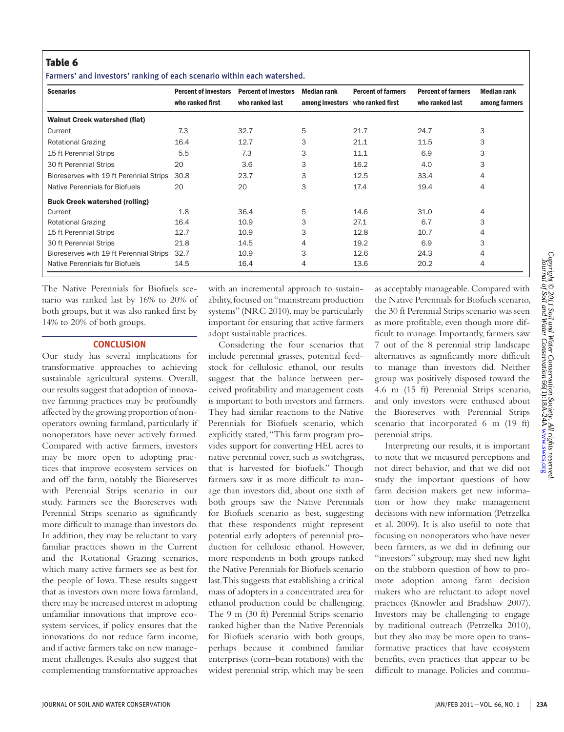## Table 6

Farmers' and investors' ranking of each scenario within each watershed.

| Scenarios | Percent of investors who ranked first | Percent of investors who ranked last | Median rank among investors | Percent of farmers who ranked first | Percent of farmers who ranked last | Median rank among farmers |
|---|---|---|---|---|---|---|
| **Walnut Creek watershed (flat)** | | | | | | |
| Current | 7.3 | 32.7 | 5 | 21.7 | 24.7 | 3 |
| Rotational Grazing | 16.4 | 12.7 | 3 | 21.1 | 11.5 | 3 |
| 15 ft Perennial Strips | 5.5 | 7.3 | 3 | 11.1 | 6.9 | 3 |
| 30 ft Perennial Strips | 20 | 3.6 | 3 | 16.2 | 4.0 | 3 |
| Bioreserves with 19 ft Perennial Strips | 30.8 | 23.7 | 3 | 12.5 | 33.4 | 4 |
| Native Perennials for Biofuels | 20 | 20 | 3 | 17.4 | 19.4 | 4 |
| **Buck Creek watershed (rolling)** | | | | | | |
| Current | 1.8 | 36.4 | 5 | 14.6 | 31.0 | 4 |
| Rotational Grazing | 16.4 | 10.9 | 3 | 27.1 | 6.7 | 3 |
| 15 ft Perennial Strips | 12.7 | 10.9 | 3 | 12.8 | 10.7 | 4 |
| 30 ft Perennial Strips | 21.8 | 14.5 | 4 | 19.2 | 6.9 | 3 |
| Bioreserves with 19 ft Perennial Strips | 32.7 | 10.9 | 3 | 12.6 | 24.3 | 4 |
| Native Perennials for Biofuels | 14.5 | 16.4 | 4 | 13.6 | 20.2 | 4 |

The Native Perennials for Biofuels scenario was ranked last by 16% to 20% of both groups, but it was also ranked first by 14% to 20% of both groups.

## CONCLUSION

Our study has several implications for transformative approaches to achieving sustainable agricultural systems. Overall, our results suggest that adoption of innovative farming practices may be profoundly affected by the growing proportion of nonoperators owning farmland, particularly if nonoperators have never actively farmed. Compared with active farmers, investors may be more open to adopting practices that improve ecosystem services on and off the farm, notably the Bioreserves with Perennial Strips scenario in our study. Farmers see the Bioreserves with Perennial Strips scenario as significantly more difficult to manage than investors do. In addition, they may be reluctant to vary familiar practices shown in the Current and the Rotational Grazing scenarios, which many active farmers see as best for the people of Iowa. These results suggest that as investors own more Iowa farmland, there may be increased interest in adopting unfamiliar innovations that improve ecosystem services, if policy ensures that the innovations do not reduce farm income, and if active farmers take on new management challenges. Results also suggest that complementing transformative approaches with an incremental approach to sustainability, focused on "mainstream production systems" (NRC 2010), may be particularly important for ensuring that active farmers adopt sustainable practices.

Considering the four scenarios that include perennial grasses, potential feedstock for cellulosic ethanol, our results suggest that the balance between perceived profitability and management costs is important to both investors and farmers. They had similar reactions to the Native Perennials for Biofuels scenario, which explicitly stated, "This farm program provides support for converting HEL acres to native perennial cover, such as switchgrass, that is harvested for biofuels." Though farmers saw it as more difficult to manage than investors did, about one sixth of both groups saw the Native Perennials for Biofuels scenario as best, suggesting that these respondents might represent potential early adopters of perennial production for cellulosic ethanol. However, more respondents in both groups ranked the Native Perennials for Biofuels scenario last. This suggests that establishing a critical mass of adopters in a concentrated area for ethanol production could be challenging. The 9 m (30 ft) Perennial Strips scenario ranked higher than the Native Perennials for Biofuels scenario with both groups, perhaps because it combined familiar enterprises (corn–bean rotations) with the widest perennial strip, which may be seen as acceptably manageable. Compared with the Native Perennials for Biofuels scenario, the 30 ft Perennial Strips scenario was seen as more profitable, even though more difficult to manage. Importantly, farmers saw 7 out of the 8 perennial strip landscape alternatives as significantly more difficult to manage than investors did. Neither group was positively disposed toward the 4.6 m (15 ft) Perennial Strips scenario, and only investors were enthused about the Bioreserves with Perennial Strips scenario that incorporated 6 m (19 ft) perennial strips.

Interpreting our results, it is important to note that we measured perceptions and not direct behavior, and that we did not study the important questions of how farm decision makers get new information or how they make management decisions with new information (Petrzelka et al. 2009). It is also useful to note that focusing on nonoperators who have never been farmers, as we did in defining our "investors" subgroup, may shed new light on the stubborn question of how to promote adoption among farm decision makers who are reluctant to adopt novel practices (Knowler and Bradshaw 2007). Investors may be challenging to engage by traditional outreach (Petrzelka 2010), but they also may be more open to transformative practices that have ecosystem benefits, even practices that appear to be difficult to manage. Policies and commu-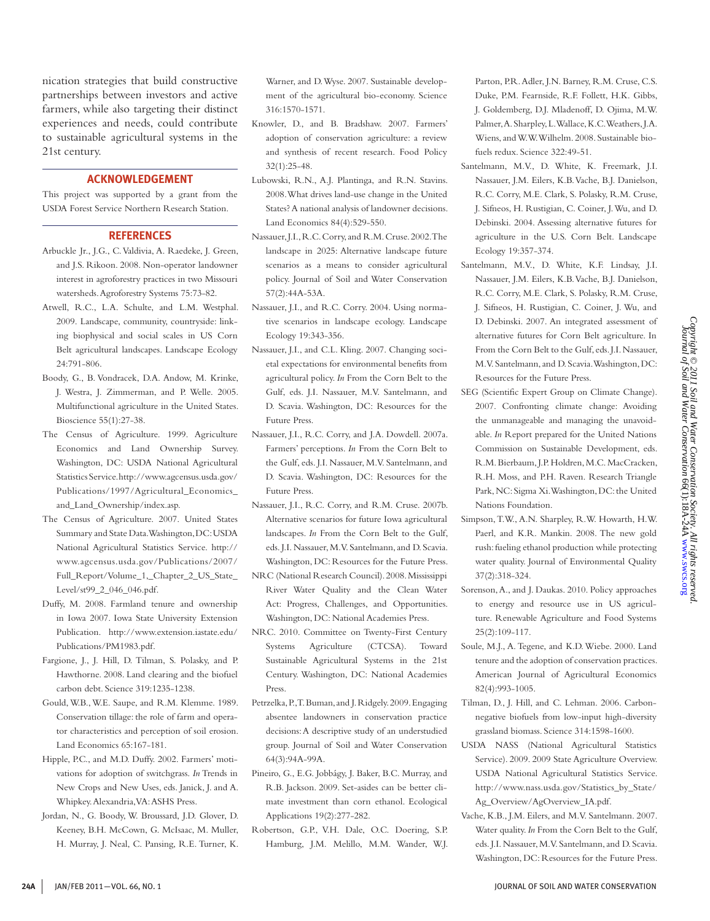nication strategies that build constructive partnerships between investors and active farmers, while also targeting their distinct experiences and needs, could contribute to sustainable agricultural systems in the 21st century.

## ACKNOWLEDGEMENT

This project was supported by a grant from the USDA Forest Service Northern Research Station.

## REFERENCES

Arbuckle Jr., J.G., C. Valdivia, A. Raedeke, J. Green, and J.S. Rikoon. 2008. Non-operator landowner interest in agroforestry practices in two Missouri watersheds. Agroforestry Systems 75:73-82.

Atwell, R.C., L.A. Schulte, and L.M. Westphal. 2009. Landscape, community, countryside: linking biophysical and social scales in US Corn Belt agricultural landscapes. Landscape Ecology 24:791-806.

Boody, G., B. Vondracek, D.A. Andow, M. Krinke, J. Westra, J. Zimmerman, and P. Welle. 2005. Multifunctional agriculture in the United States. Bioscience 55(1):27-38.

The Census of Agriculture. 1999. Agriculture Economics and Land Ownership Survey. Washington, DC: USDA National Agricultural Statistics Service. http://www.agcensus.usda.gov/Publications/1997/Agricultural_Economics_and_Land_Ownership/index.asp.

The Census of Agriculture. 2007. United States Summary and State Data. Washington, DC: USDA National Agricultural Statistics Service. http://www.agcensus.usda.gov/Publications/2007/Full_Report/Volume_1,_Chapter_2_US_State_Level/st99_2_046_046.pdf.

Duffy, M. 2008. Farmland tenure and ownership in Iowa 2007. Iowa State University Extension Publication. http://www.extension.iastate.edu/Publications/PM1983.pdf.

Fargione, J., J. Hill, D. Tilman, S. Polasky, and P. Hawthorne. 2008. Land clearing and the biofuel carbon debt. Science 319:1235-1238.

Gould, W.B., W.E. Saupe, and R.M. Klemme. 1989. Conservation tillage: the role of farm and operator characteristics and perception of soil erosion. Land Economics 65:167-181.

Hipple, P.C., and M.D. Duffy. 2002. Farmers' motivations for adoption of switchgrass. *In* Trends in New Crops and New Uses, eds. Janick, J. and A. Whipkey. Alexandria, VA: ASHS Press.

Jordan, N., G. Boody, W. Broussard, J.D. Glover, D. Keeney, B.H. McCown, G. McIsaac, M. Muller, H. Murray, J. Neal, C. Pansing, R.E. Turner, K. Warner, and D. Wyse. 2007. Sustainable development of the agricultural bio-economy. Science 316:1570-1571.

Knowler, D., and B. Bradshaw. 2007. Farmers' adoption of conservation agriculture: a review and synthesis of recent research. Food Policy 32(1):25-48.

Lubowski, R.N., A.J. Plantinga, and R.N. Stavins. 2008. What drives land-use change in the United States? A national analysis of landowner decisions. Land Economics 84(4):529-550.

Nassauer, J.I., R.C. Corry, and R.M. Cruse. 2002. The landscape in 2025: Alternative landscape future scenarios as a means to consider agricultural policy. Journal of Soil and Water Conservation 57(2):44A-53A.

Nassauer, J.I., and R.C. Corry. 2004. Using normative scenarios in landscape ecology. Landscape Ecology 19:343-356.

Nassauer, J.I., and C.L. Kling. 2007. Changing societal expectations for environmental benefits from agricultural policy. *In* From the Corn Belt to the Gulf, eds. J.I. Nassauer, M.V. Santelmann, and D. Scavia. Washington, DC: Resources for the Future Press.

Nassauer, J.I., R.C. Corry, and J.A. Dowdell. 2007a. Farmers' perceptions. *In* From the Corn Belt to the Gulf, eds. J.I. Nassauer, M.V. Santelmann, and D. Scavia. Washington, DC: Resources for the Future Press.

Nassauer, J.I., R.C. Corry, and R.M. Cruse. 2007b. Alternative scenarios for future Iowa agricultural landscapes. *In* From the Corn Belt to the Gulf, eds. J.I. Nassauer, M.V. Santelmann, and D. Scavia. Washington, DC: Resources for the Future Press.

NRC (National Research Council). 2008. Mississippi River Water Quality and the Clean Water Act: Progress, Challenges, and Opportunities. Washington, DC: National Academies Press.

NRC. 2010. Committee on Twenty-First Century Systems Agriculture (CTCSA). Toward Sustainable Agricultural Systems in the 21st Century. Washington, DC: National Academies Press.

Petrzelka, P., T. Buman, and J. Ridgely. 2009. Engaging absentee landowners in conservation practice decisions: A descriptive study of an understudied group. Journal of Soil and Water Conservation 64(3):94A-99A.

Pineiro, G., E.G. Jobbágy, J. Baker, B.C. Murray, and R.B. Jackson. 2009. Set-asides can be better climate investment than corn ethanol. Ecological Applications 19(2):277-282.

Robertson, G.P., V.H. Dale, O.C. Doering, S.P. Hamburg, J.M. Melillo, M.M. Wander, W.J. Parton, P.R. Adler, J.N. Barney, R.M. Cruse, C.S. Duke, P.M. Fearnside, R.F. Follett, H.K. Gibbs, J. Goldemberg, D.J. Mladenoff, D. Ojima, M.W. Palmer, A. Sharpley, L. Wallace, K.C. Weathers, J.A. Wiens, and W.W. Wilhelm. 2008. Sustainable biofuels redux. Science 322:49-51.

Santelmann, M.V., D. White, K. Freemark, J.I. Nassauer, J.M. Eilers, K.B. Vache, B.J. Danielson, R.C. Corry, M.E. Clark, S. Polasky, R.M. Cruse, J. Sifneos, H. Rustigian, C. Coiner, J. Wu, and D. Debinski. 2004. Assessing alternative futures for agriculture in the U.S. Corn Belt. Landscape Ecology 19:357-374.

Santelmann, M.V., D. White, K.F. Lindsay, J.I. Nassauer, J.M. Eilers, K.B. Vache, B.J. Danielson, R.C. Corry, M.E. Clark, S. Polasky, R.M. Cruse, J. Sifneos, H. Rustigian, C. Coiner, J. Wu, and D. Debinski. 2007. An integrated assessment of alternative futures for Corn Belt agriculture. In From the Corn Belt to the Gulf, eds. J.I. Nassauer, M.V. Santelmann, and D. Scavia. Washington, DC: Resources for the Future Press.

SEG (Scientific Expert Group on Climate Change). 2007. Confronting climate change: Avoiding the unmanageable and managing the unavoidable. *In* Report prepared for the United Nations Commission on Sustainable Development, eds. R.M. Bierbaum, J.P. Holdren, M.C. MacCracken, R.H. Moss, and P.H. Raven. Research Triangle Park, NC: Sigma Xi. Washington, DC: the United Nations Foundation.

Simpson, T.W., A.N. Sharpley, R.W. Howarth, H.W. Paerl, and K.R. Mankin. 2008. The new gold rush: fueling ethanol production while protecting water quality. Journal of Environmental Quality 37(2):318-324.

Sorenson, A., and J. Daukas. 2010. Policy approaches to energy and resource use in US agriculture. Renewable Agriculture and Food Systems 25(2):109-117.

Soule, M.J., A. Tegene, and K.D. Wiebe. 2000. Land tenure and the adoption of conservation practices. American Journal of Agricultural Economics 82(4):993-1005.

Tilman, D., J. Hill, and C. Lehman. 2006. Carbon-negative biofuels from low-input high-diversity grassland biomass. Science 314:1598-1600.

USDA NASS (National Agricultural Statistics Service). 2009. 2009 State Agriculture Overview. USDA National Agricultural Statistics Service. http://www.nass.usda.gov/Statistics_by_State/Ag_Overview/AgOverview_IA.pdf.

Vache, K.B., J.M. Eilers, and M.V. Santelmann. 2007. Water quality. *In* From the Corn Belt to the Gulf, eds. J.I. Nassauer, M.V. Santelmann, and D. Scavia. Washington, DC: Resources for the Future Press.